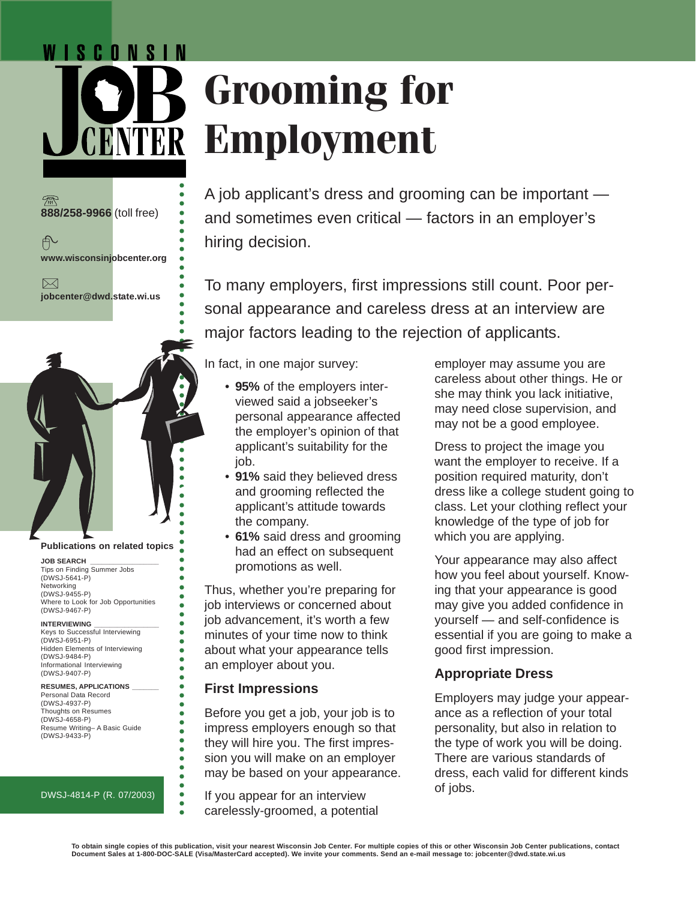WISCONSIN JOB CENTER

# Grooming for Employment

888/258-9966 (toll free)

www.wisconsinjobcenter.org

jobcenter@dwd.state.wi.us

A job applicant's dress and grooming can be important — and sometimes even critical — factors in an employer's hiring decision.

To many employers, first impressions still count. Poor personal appearance and careless dress at an interview are major factors leading to the rejection of applicants.

In fact, in one major survey:

- **95%** of the employers interviewed said a jobseeker's personal appearance affected the employer's opinion of that applicant's suitability for the job.
- **91%** said they believed dress and grooming reflected the applicant's attitude towards the company.
- **61%** said dress and grooming had an effect on subsequent promotions as well.

Thus, whether you're preparing for job interviews or concerned about job advancement, it's worth a few minutes of your time now to think about what your appearance tells an employer about you.

## First Impressions

Before you get a job, your job is to impress employers enough so that they will hire you. The first impression you will make on an employer may be based on your appearance.

If you appear for an interview carelessly-groomed, a potential employer may assume you are careless about other things. He or she may think you lack initiative, may need close supervision, and may not be a good employee.

Dress to project the image you want the employer to receive. If a position required maturity, don't dress like a college student going to class. Let your clothing reflect your knowledge of the type of job for which you are applying.

Your appearance may also affect how you feel about yourself. Knowing that your appearance is good may give you added confidence in yourself — and self-confidence is essential if you are going to make a good first impression.

## Appropriate Dress

Employers may judge your appearance as a reflection of your total personality, but also in relation to the type of work you will be doing. There are various standards of dress, each valid for different kinds of jobs.

**Publications on related topics**

**JOB SEARCH**
- Tips on Finding Summer Jobs (DWSJ-5641-P)
- Networking (DWSJ-9455-P)
- Where to Look for Job Opportunities (DWSJ-9467-P)

**INTERVIEWING**
- Keys to Successful Interviewing (DWSJ-6951-P)
- Hidden Elements of Interviewing (DWSJ-9484-P)
- Informational Interviewing (DWSJ-9407-P)

**RESUMES, APPLICATIONS**
- Personal Data Record (DWSJ-4937-P)
- Thoughts on Resumes (DWSJ-4658-P)
- Resume Writing– A Basic Guide (DWSJ-9433-P)

DWSJ-4814-P (R. 07/2003)

**To obtain single copies of this publication, visit your nearest Wisconsin Job Center. For multiple copies of this or other Wisconsin Job Center publications, contact Document Sales at 1-800-DOC-SALE (Visa/MasterCard accepted). We invite your comments. Send an e-mail message to: jobcenter@dwd.state.wi.us**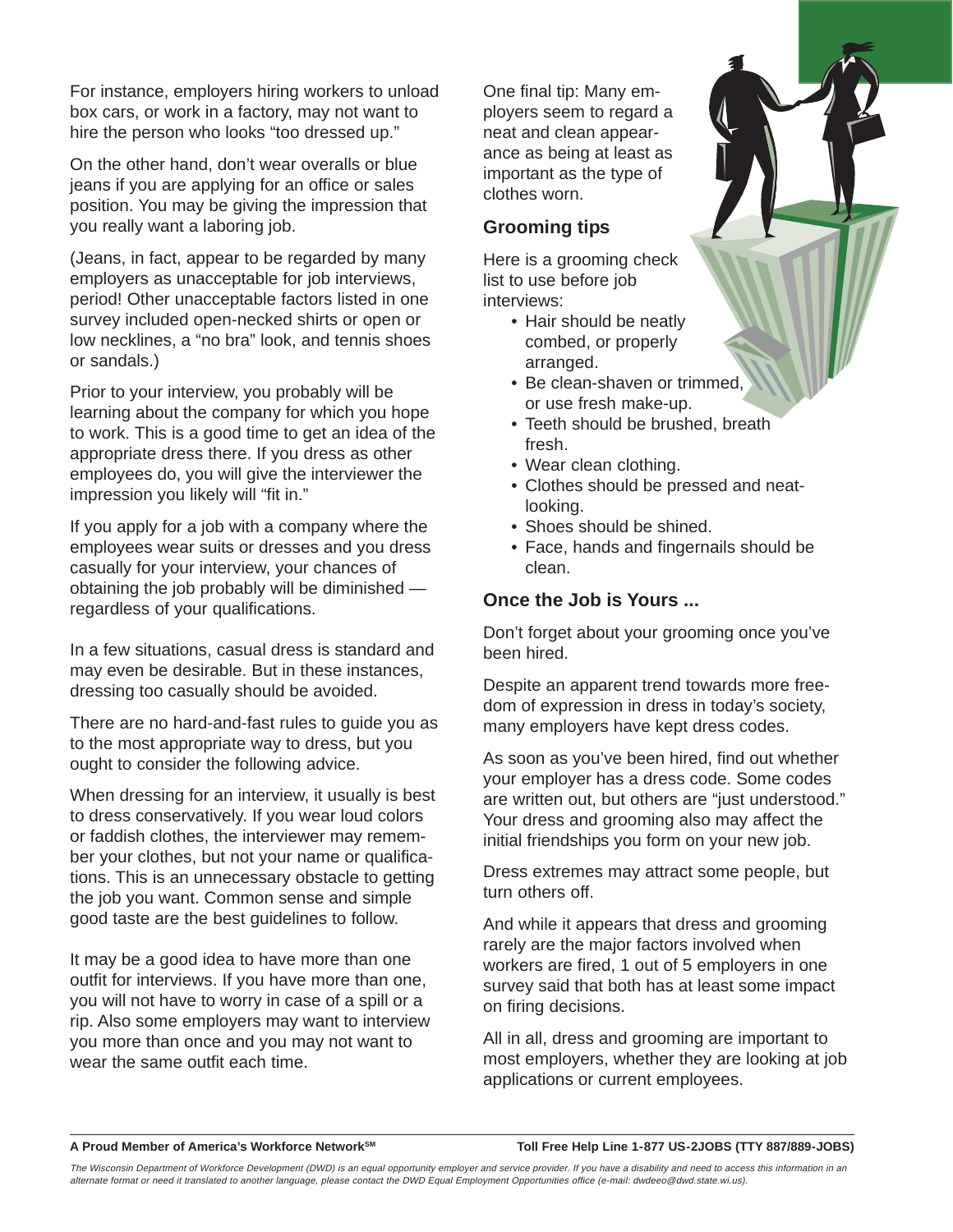For instance, employers hiring workers to unload box cars, or work in a factory, may not want to hire the person who looks "too dressed up."

On the other hand, don't wear overalls or blue jeans if you are applying for an office or sales position. You may be giving the impression that you really want a laboring job.

(Jeans, in fact, appear to be regarded by many employers as unacceptable for job interviews, period! Other unacceptable factors listed in one survey included open-necked shirts or open or low necklines, a "no bra" look, and tennis shoes or sandals.)

Prior to your interview, you probably will be learning about the company for which you hope to work. This is a good time to get an idea of the appropriate dress there. If you dress as other employees do, you will give the interviewer the impression you likely will "fit in."

If you apply for a job with a company where the employees wear suits or dresses and you dress casually for your interview, your chances of obtaining the job probably will be diminished — regardless of your qualifications.

In a few situations, casual dress is standard and may even be desirable. But in these instances, dressing too casually should be avoided.

There are no hard-and-fast rules to guide you as to the most appropriate way to dress, but you ought to consider the following advice.

When dressing for an interview, it usually is best to dress conservatively. If you wear loud colors or faddish clothes, the interviewer may remember your clothes, but not your name or qualifications. This is an unnecessary obstacle to getting the job you want. Common sense and simple good taste are the best guidelines to follow.

It may be a good idea to have more than one outfit for interviews. If you have more than one, you will not have to worry in case of a spill or a rip. Also some employers may want to interview you more than once and you may not want to wear the same outfit each time.

One final tip: Many employers seem to regard a neat and clean appearance as being at least as important as the type of clothes worn.

### Grooming tips

Here is a grooming check list to use before job interviews:

- Hair should be neatly combed, or properly arranged.
- Be clean-shaven or trimmed, or use fresh make-up.
- Teeth should be brushed, breath fresh.
- Wear clean clothing.
- Clothes should be pressed and neat-looking.
- Shoes should be shined.
- Face, hands and fingernails should be clean.

### Once the Job is Yours ...

Don't forget about your grooming once you've been hired.

Despite an apparent trend towards more freedom of expression in dress in today's society, many employers have kept dress codes.

As soon as you've been hired, find out whether your employer has a dress code. Some codes are written out, but others are "just understood." Your dress and grooming also may affect the initial friendships you form on your new job.

Dress extremes may attract some people, but turn others off.

And while it appears that dress and grooming rarely are the major factors involved when workers are fired, 1 out of 5 employers in one survey said that both has at least some impact on firing decisions.

All in all, dress and grooming are important to most employers, whether they are looking at job applications or current employees.

**A Proud Member of America's Workforce Network[SM]** **Toll Free Help Line 1-877 US-2JOBS (TTY 887/889-JOBS)**

*The Wisconsin Department of Workforce Development (DWD) is an equal opportunity employer and service provider. If you have a disability and need to access this information in an alternate format or need it translated to another language, please contact the DWD Equal Employment Opportunities office (e-mail: dwdeeo@dwd.state.wi.us).*